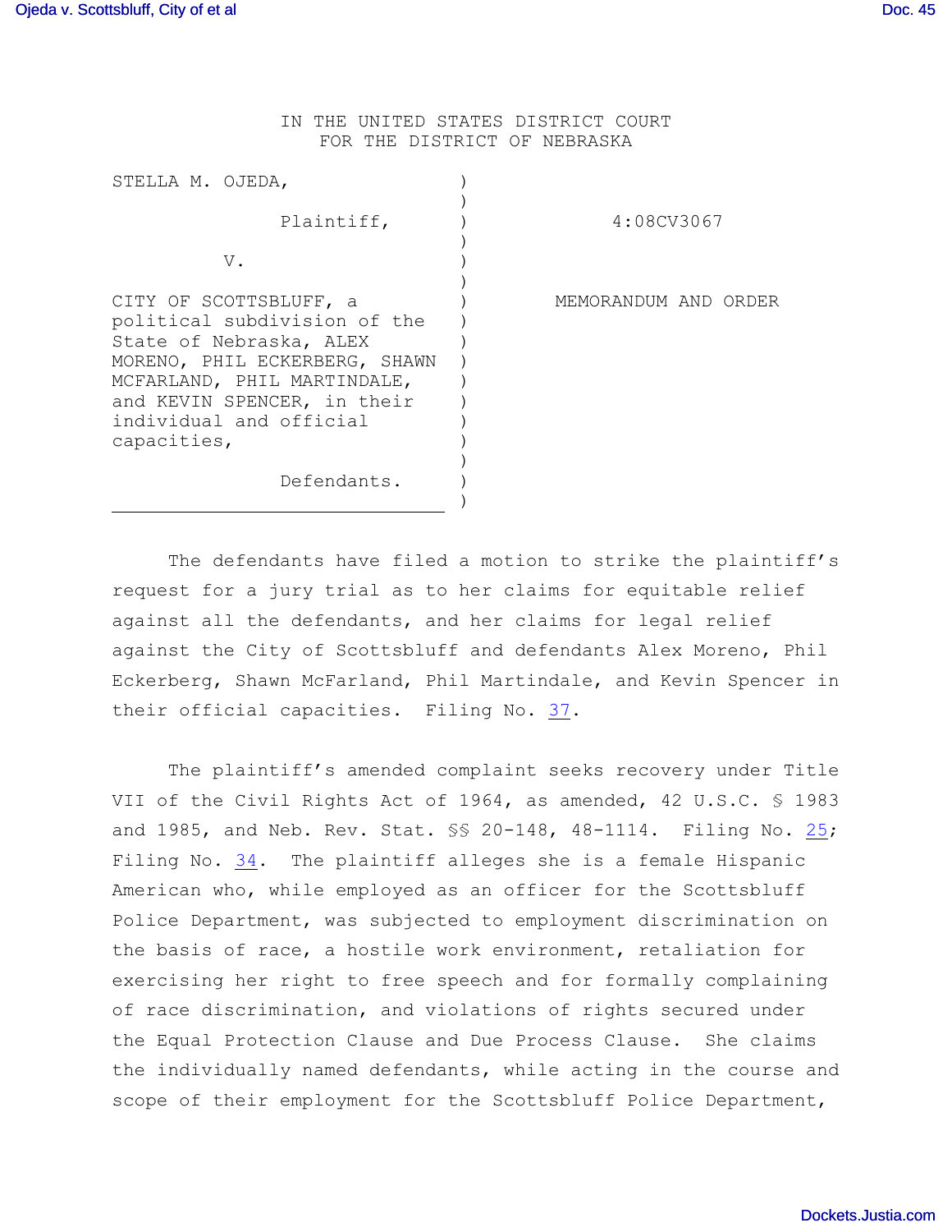IN THE UNITED STATES DISTRICT COURT
FOR THE DISTRICT OF NEBRASKA

| | | |
|---|---|---|
| STELLA M. OJEDA, Plaintiff, | ) | 4:08CV3067 |
| V. | ) | |
| CITY OF SCOTTSBLUFF, a political subdivision of the State of Nebraska, ALEX MORENO, PHIL ECKERBERG, SHAWN MCFARLAND, PHIL MARTINDALE, and KEVIN SPENCER, in their individual and official capacities, Defendants. | ) | MEMORANDUM AND ORDER |

The defendants have filed a motion to strike the plaintiff's request for a jury trial as to her claims for equitable relief against all the defendants, and her claims for legal relief against the City of Scottsbluff and defendants Alex Moreno, Phil Eckerberg, Shawn McFarland, Phil Martindale, and Kevin Spencer in their official capacities. Filing No. 37.

The plaintiff's amended complaint seeks recovery under Title VII of the Civil Rights Act of 1964, as amended, 42 U.S.C. § 1983 and 1985, and Neb. Rev. Stat. §§ 20-148, 48-1114. Filing No. 25; Filing No. 34. The plaintiff alleges she is a female Hispanic American who, while employed as an officer for the Scottsbluff Police Department, was subjected to employment discrimination on the basis of race, a hostile work environment, retaliation for exercising her right to free speech and for formally complaining of race discrimination, and violations of rights secured under the Equal Protection Clause and Due Process Clause. She claims the individually named defendants, while acting in the course and scope of their employment for the Scottsbluff Police Department,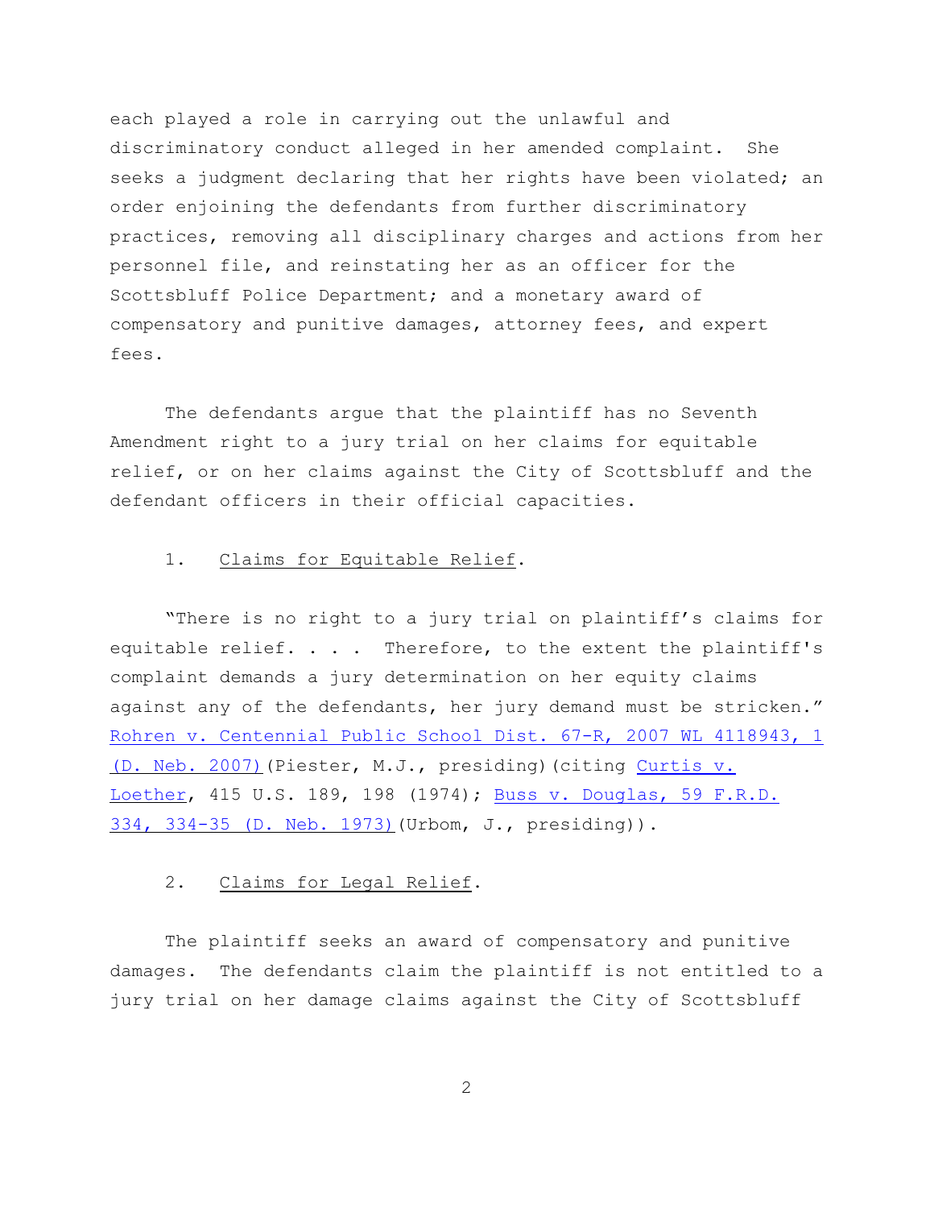each played a role in carrying out the unlawful and discriminatory conduct alleged in her amended complaint. She seeks a judgment declaring that her rights have been violated; an order enjoining the defendants from further discriminatory practices, removing all disciplinary charges and actions from her personnel file, and reinstating her as an officer for the Scottsbluff Police Department; and a monetary award of compensatory and punitive damages, attorney fees, and expert fees.

The defendants argue that the plaintiff has no Seventh Amendment right to a jury trial on her claims for equitable relief, or on her claims against the City of Scottsbluff and the defendant officers in their official capacities.

1. Claims for Equitable Relief.

"There is no right to a jury trial on plaintiff's claims for equitable relief. . . . Therefore, to the extent the plaintiff's complaint demands a jury determination on her equity claims against any of the defendants, her jury demand must be stricken." Rohren v. Centennial Public School Dist. 67-R, 2007 WL 4118943, 1 (D. Neb. 2007)(Piester, M.J., presiding)(citing Curtis v. Loether, 415 U.S. 189, 198 (1974); Buss v. Douglas, 59 F.R.D. 334, 334-35 (D. Neb. 1973)(Urbom, J., presiding)).

2. Claims for Legal Relief.

The plaintiff seeks an award of compensatory and punitive damages. The defendants claim the plaintiff is not entitled to a jury trial on her damage claims against the City of Scottsbluff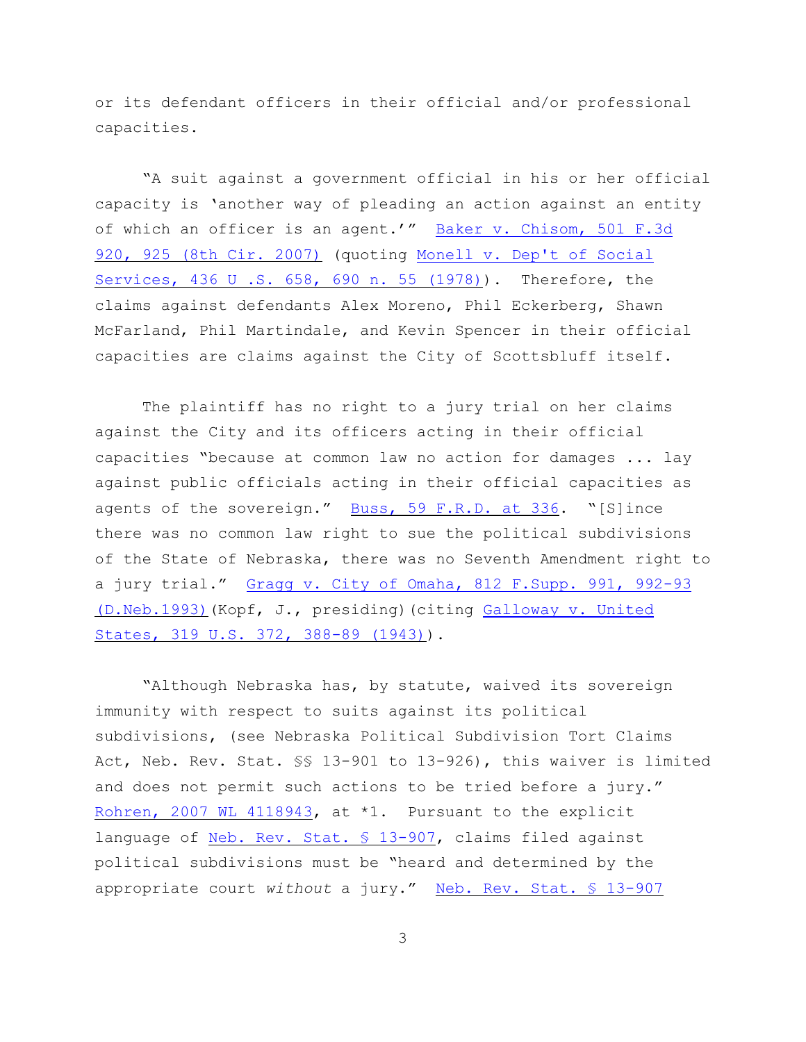or its defendant officers in their official and/or professional capacities.

"A suit against a government official in his or her official capacity is 'another way of pleading an action against an entity of which an officer is an agent.'" Baker v. Chisom, 501 F.3d 920, 925 (8th Cir. 2007) (quoting Monell v. Dep't of Social Services, 436 U .S. 658, 690 n. 55 (1978)). Therefore, the claims against defendants Alex Moreno, Phil Eckerberg, Shawn McFarland, Phil Martindale, and Kevin Spencer in their official capacities are claims against the City of Scottsbluff itself.

The plaintiff has no right to a jury trial on her claims against the City and its officers acting in their official capacities "because at common law no action for damages ... lay against public officials acting in their official capacities as agents of the sovereign." Buss, 59 F.R.D. at 336. "[S]ince there was no common law right to sue the political subdivisions of the State of Nebraska, there was no Seventh Amendment right to a jury trial." Gragg v. City of Omaha, 812 F.Supp. 991, 992-93 (D.Neb.1993)(Kopf, J., presiding)(citing Galloway v. United States, 319 U.S. 372, 388-89 (1943)).

"Although Nebraska has, by statute, waived its sovereign immunity with respect to suits against its political subdivisions, (see Nebraska Political Subdivision Tort Claims Act, Neb. Rev. Stat. §§ 13-901 to 13-926), this waiver is limited and does not permit such actions to be tried before a jury." Rohren, 2007 WL 4118943, at *1. Pursuant to the explicit language of Neb. Rev. Stat. § 13-907, claims filed against political subdivisions must be "heard and determined by the appropriate court *without* a jury." Neb. Rev. Stat. § 13-907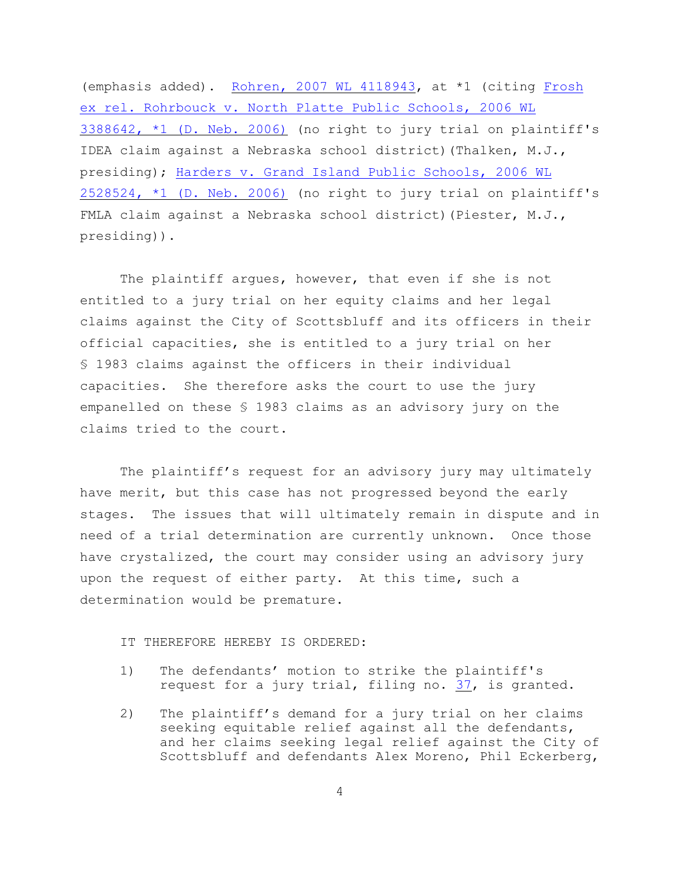(emphasis added). Rohren, 2007 WL 4118943, at *1 (citing Frosh ex rel. Rohrbouck v. North Platte Public Schools, 2006 WL 3388642, *1 (D. Neb. 2006) (no right to jury trial on plaintiff's IDEA claim against a Nebraska school district)(Thalken, M.J., presiding); Harders v. Grand Island Public Schools, 2006 WL 2528524, *1 (D. Neb. 2006) (no right to jury trial on plaintiff's FMLA claim against a Nebraska school district)(Piester, M.J., presiding)).

The plaintiff argues, however, that even if she is not entitled to a jury trial on her equity claims and her legal claims against the City of Scottsbluff and its officers in their official capacities, she is entitled to a jury trial on her § 1983 claims against the officers in their individual capacities. She therefore asks the court to use the jury empanelled on these § 1983 claims as an advisory jury on the claims tried to the court.

The plaintiff's request for an advisory jury may ultimately have merit, but this case has not progressed beyond the early stages. The issues that will ultimately remain in dispute and in need of a trial determination are currently unknown. Once those have crystalized, the court may consider using an advisory jury upon the request of either party. At this time, such a determination would be premature.

IT THEREFORE HEREBY IS ORDERED:

1) The defendants' motion to strike the plaintiff's request for a jury trial, filing no. 37, is granted.

2) The plaintiff's demand for a jury trial on her claims seeking equitable relief against all the defendants, and her claims seeking legal relief against the City of Scottsbluff and defendants Alex Moreno, Phil Eckerberg,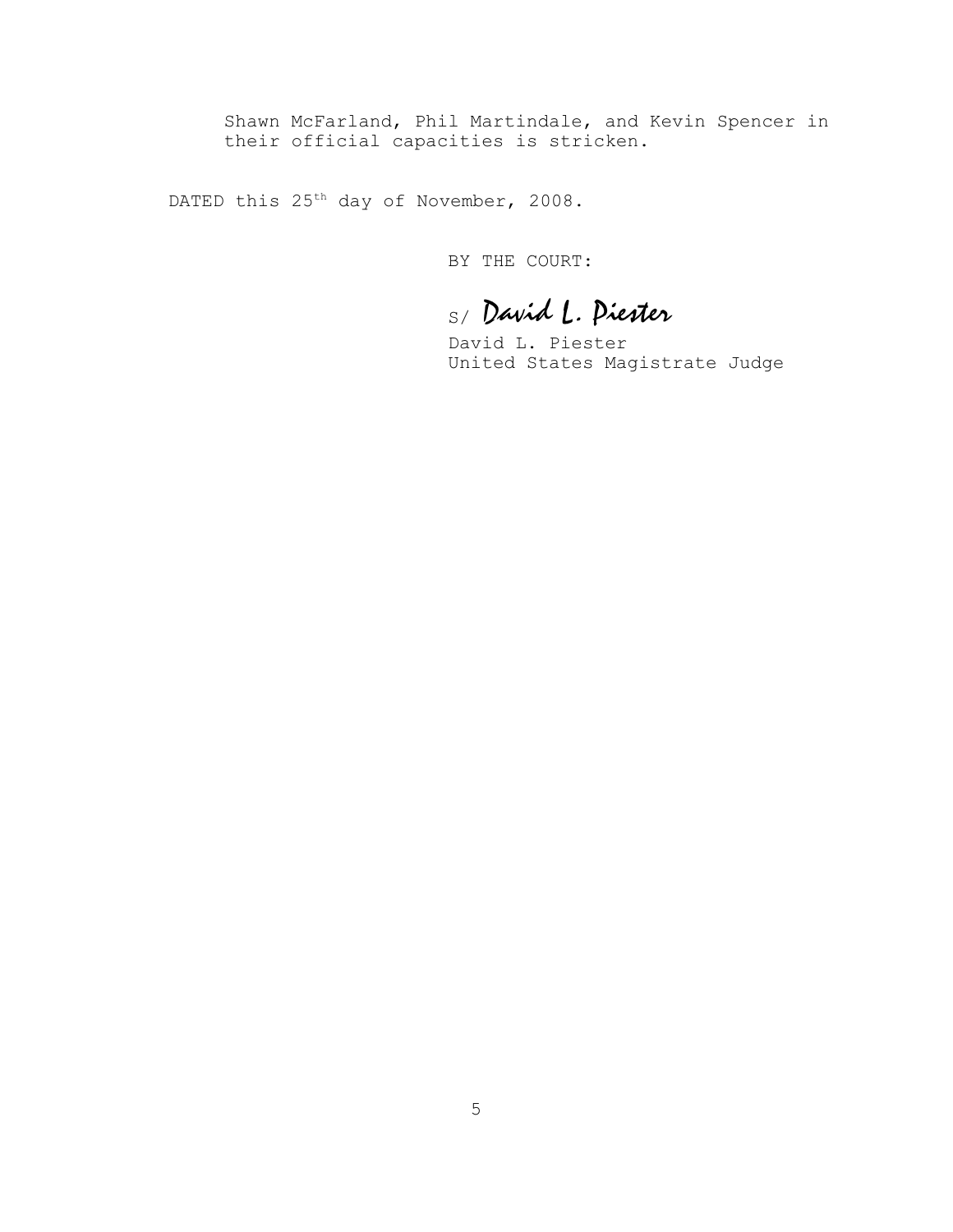Shawn McFarland, Phil Martindale, and Kevin Spencer in their official capacities is stricken.

DATED this 25th day of November, 2008.

BY THE COURT:

s/ David L. Piester

David L. Piester
United States Magistrate Judge